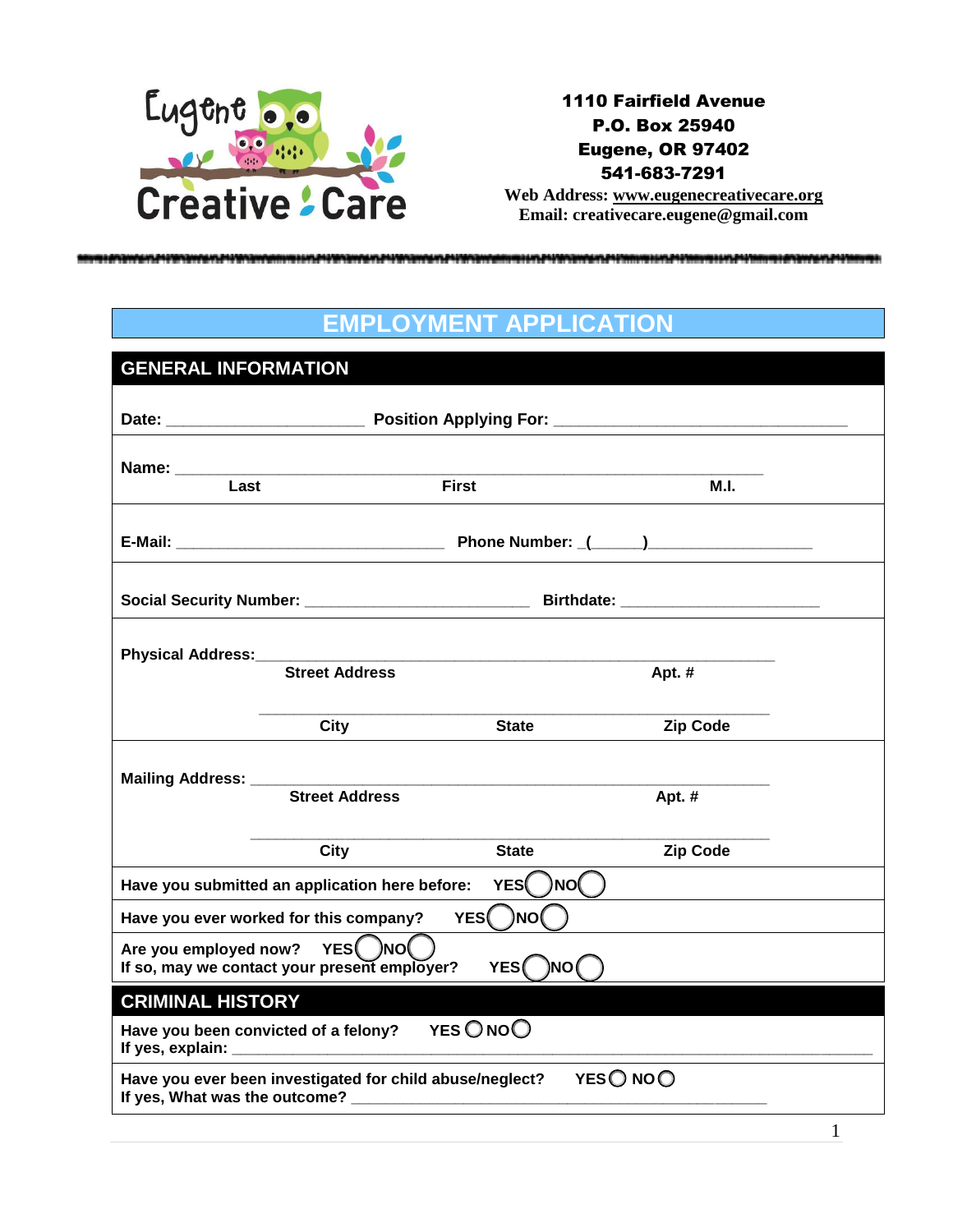Eugene Creative Care

**1110 Fairfield Avenue**
**P.O. Box 25940**
**Eugene, OR 97402**
**541-683-7291**
**Web Address:** www.eugenecreativecare.org
**Email:** creativecare.eugene@gmail.com

# EMPLOYMENT APPLICATION

## GENERAL INFORMATION

**Date:** ______________________ **Position Applying For:** ________________________________

**Name:** ________________________________________________________________
Last First M.I.

**E-Mail:** ______________________________ **Phone Number:** (_____)__________________

**Social Security Number:** _________________________ **Birthdate:** ______________________

**Physical Address:** ________________________________________________________
Street Address Apt. #

________________________________________________________
City State Zip Code

**Mailing Address:** ________________________________________________________
Street Address Apt. #

________________________________________________________
City State Zip Code

**Have you submitted an application here before:** YES ◯ NO ◯

**Have you ever worked for this company?** YES ◯ NO ◯

**Are you employed now?** YES ◯ NO ◯
**If so, may we contact your present employer?** YES ◯ NO ◯

## CRIMINAL HISTORY

**Have you been convicted of a felony?** YES ◯ NO ◯
**If yes, explain:** ________________________________________________________________

**Have you ever been investigated for child abuse/neglect?** YES ◯ NO ◯
**If yes, What was the outcome?** ______________________________________________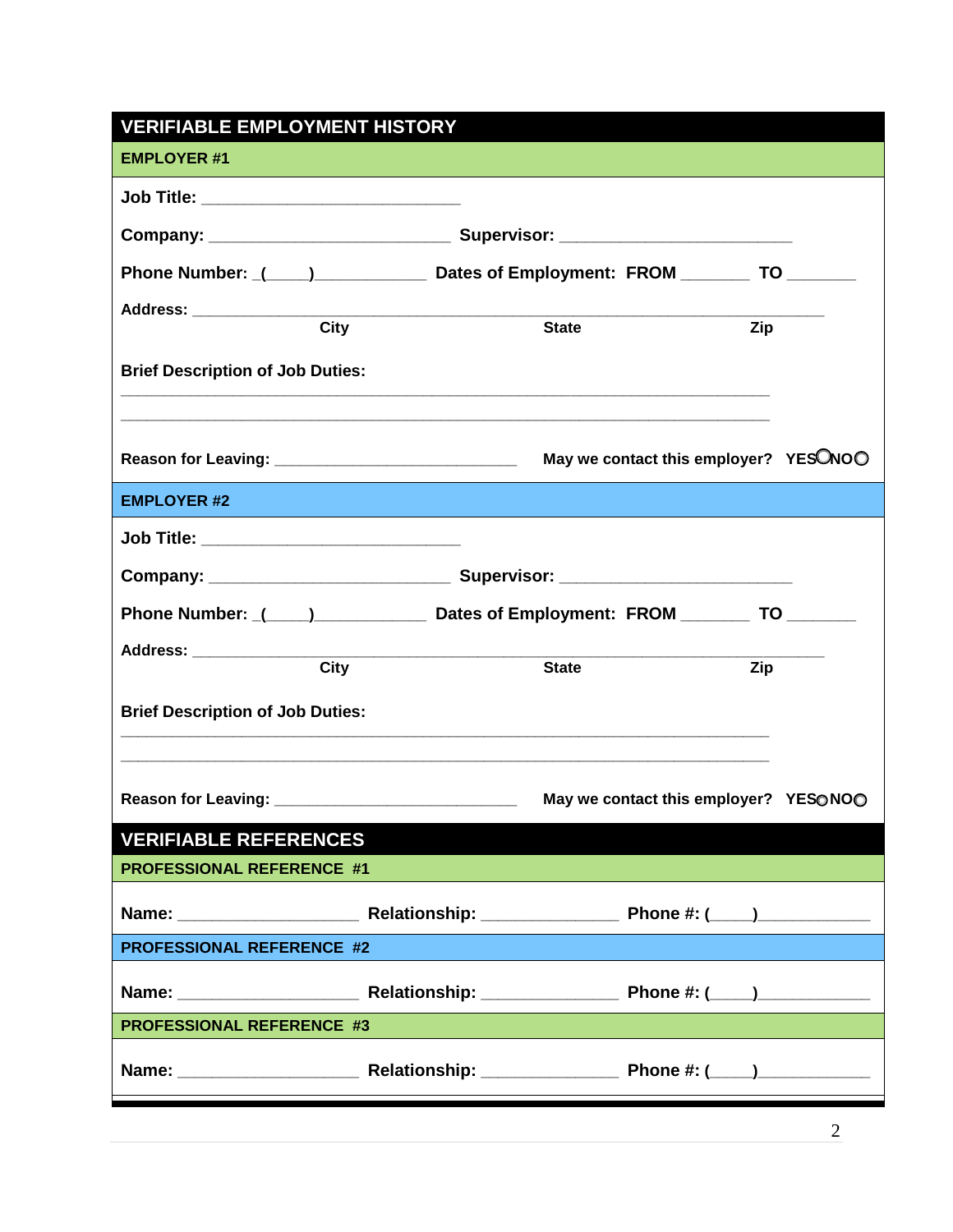## VERIFIABLE EMPLOYMENT HISTORY

### EMPLOYER #1

**Job Title:** ____________________________

**Company:** __________________________ **Supervisor:** _________________________

**Phone Number:** _(____)___________ **Dates of Employment: FROM** _______ **TO** _______

**Address:** ____________________________________________________________________

City State Zip

**Brief Description of Job Duties:**

______________________________________________________________________

______________________________________________________________________

**Reason for Leaving:** __________________________ **May we contact this employer? YES** ○ **NO** ○

### EMPLOYER #2

**Job Title:** ____________________________

**Company:** __________________________ **Supervisor:** _________________________

**Phone Number:** _(____)___________ **Dates of Employment: FROM** _______ **TO** _______

**Address:** ____________________________________________________________________

City State Zip

**Brief Description of Job Duties:**

______________________________________________________________________

______________________________________________________________________

**Reason for Leaving:** __________________________ **May we contact this employer? YES** ○ **NO** ○

## VERIFIABLE REFERENCES

### PROFESSIONAL REFERENCE #1

**Name:** ___________________ **Relationship:** _______________ **Phone #:** (____)____________

### PROFESSIONAL REFERENCE #2

**Name:** ___________________ **Relationship:** _______________ **Phone #:** (____)____________

### PROFESSIONAL REFERENCE #3

**Name:** ___________________ **Relationship:** _______________ **Phone #:** (____)____________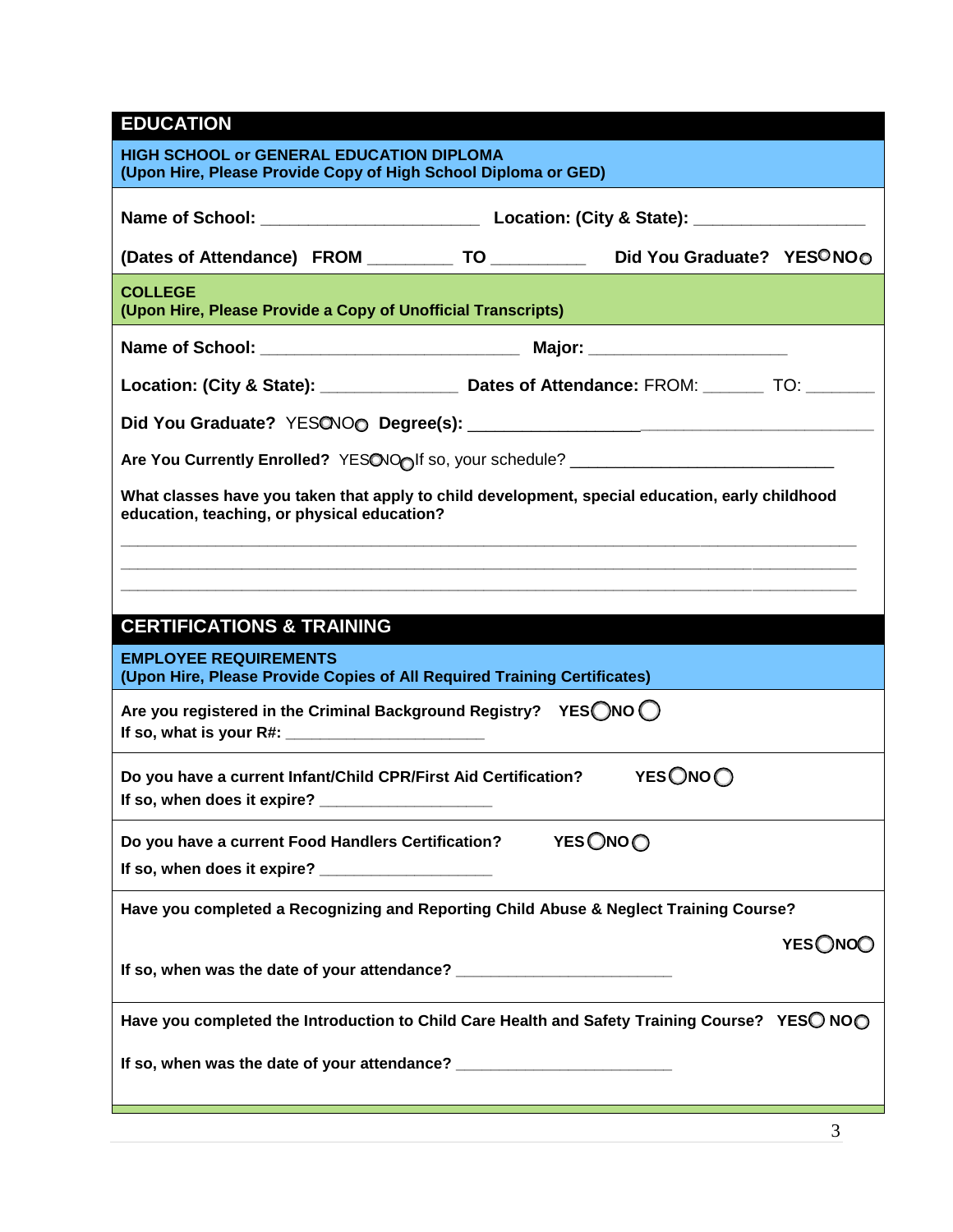## EDUCATION

### HIGH SCHOOL or GENERAL EDUCATION DIPLOMA
**(Upon Hire, Please Provide Copy of High School Diploma or GED)**

**Name of School:** ______________________ **Location: (City & State):** _________________

**(Dates of Attendance) FROM** _________ **TO** __________ **Did You Graduate? YES** ○ **NO** ○

### COLLEGE
**(Upon Hire, Please Provide a Copy of Unofficial Transcripts)**

**Name of School:** ___________________________ **Major:** _____________________

**Location: (City & State):** ______________ **Dates of Attendance:** FROM: ______ TO: _______

**Did You Graduate?** YES ○ NO ○ **Degree(s):** ___________________________________________

**Are You Currently Enrolled?** YES ○ NO ○ If so, your schedule? ____________________________

**What classes have you taken that apply to child development, special education, early childhood education, teaching, or physical education?**

_______________________________________________________________________________

_______________________________________________________________________________

_______________________________________________________________________________

## CERTIFICATIONS & TRAINING

### EMPLOYEE REQUIREMENTS
**(Upon Hire, Please Provide Copies of All Required Training Certificates)**

**Are you registered in the Criminal Background Registry? YES** ○ **NO** ○
**If so, what is your R#:** _____________________

**Do you have a current Infant/Child CPR/First Aid Certification? YES** ○ **NO** ○
**If so, when does it expire?** __________________

**Do you have a current Food Handlers Certification? YES** ○ **NO** ○
**If so, when does it expire?** __________________

**Have you completed a Recognizing and Reporting Child Abuse & Neglect Training Course? YES** ○ **NO** ○
**If so, when was the date of your attendance?** _______________________

**Have you completed the Introduction to Child Care Health and Safety Training Course? YES** ○ **NO** ○
**If so, when was the date of your attendance?** _______________________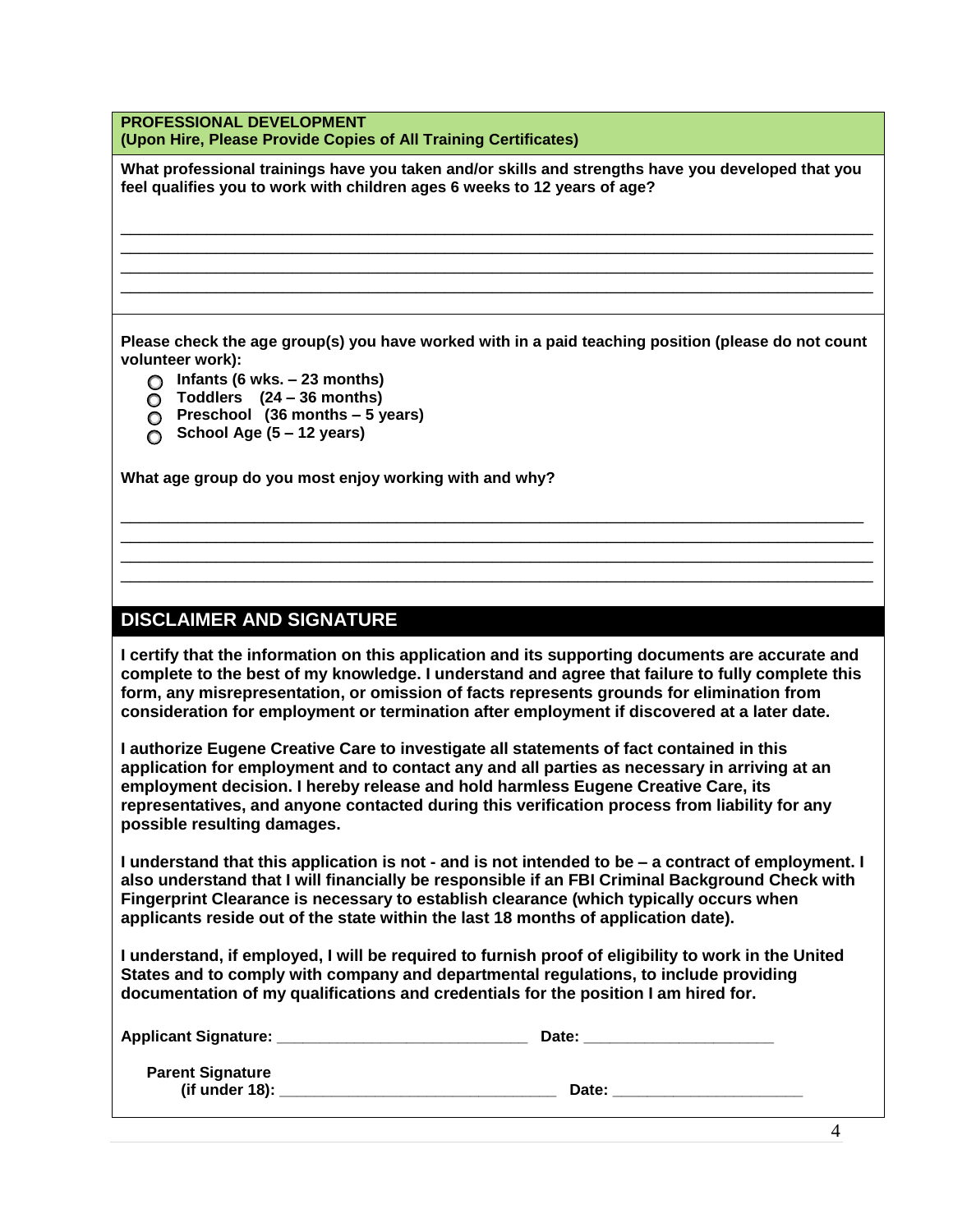**PROFESSIONAL DEVELOPMENT**
**(Upon Hire, Please Provide Copies of All Training Certificates)**

**What professional trainings have you taken and/or skills and strengths have you developed that you feel qualifies you to work with children ages 6 weeks to 12 years of age?**

______________________________________________________________________________________
______________________________________________________________________________________
______________________________________________________________________________________
______________________________________________________________________________________

**Please check the age group(s) you have worked with in a paid teaching position (please do not count volunteer work):**

- ○ **Infants (6 wks. – 23 months)**
- ○ **Toddlers (24 – 36 months)**
- ○ **Preschool (36 months – 5 years)**
- ○ **School Age (5 – 12 years)**

**What age group do you most enjoy working with and why?**

______________________________________________________________________________________
______________________________________________________________________________________
______________________________________________________________________________________
______________________________________________________________________________________

## DISCLAIMER AND SIGNATURE

**I certify that the information on this application and its supporting documents are accurate and complete to the best of my knowledge. I understand and agree that failure to fully complete this form, any misrepresentation, or omission of facts represents grounds for elimination from consideration for employment or termination after employment if discovered at a later date.**

**I authorize Eugene Creative Care to investigate all statements of fact contained in this application for employment and to contact any and all parties as necessary in arriving at an employment decision. I hereby release and hold harmless Eugene Creative Care, its representatives, and anyone contacted during this verification process from liability for any possible resulting damages.**

**I understand that this application is not - and is not intended to be – a contract of employment. I also understand that I will financially be responsible if an FBI Criminal Background Check with Fingerprint Clearance is necessary to establish clearance (which typically occurs when applicants reside out of the state within the last 18 months of application date).**

**I understand, if employed, I will be required to furnish proof of eligibility to work in the United States and to comply with company and departmental regulations, to include providing documentation of my qualifications and credentials for the position I am hired for.**

**Applicant Signature:** ______________________________ **Date:** ______________________

**Parent Signature (if under 18):** ________________________________ **Date:** ______________________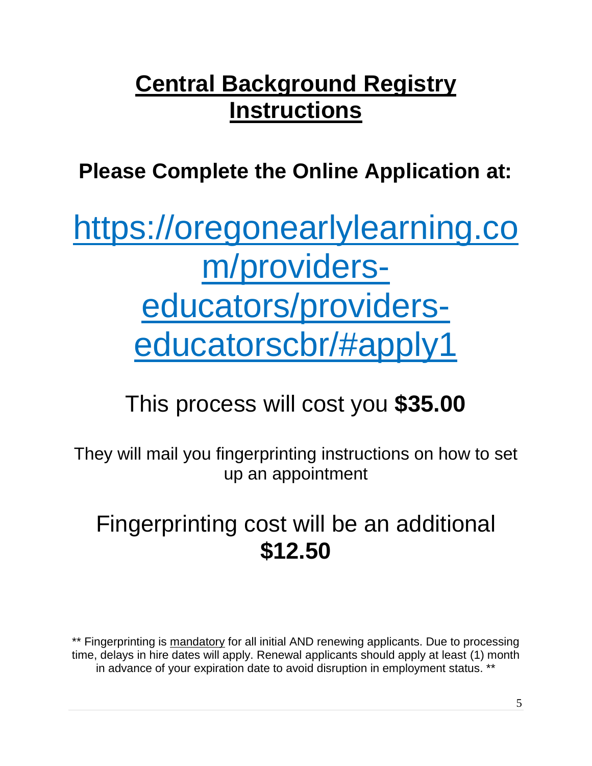# Central Background Registry Instructions

## Please Complete the Online Application at:

[https://oregonearlylearning.com/providers-educators/providers-educatorscbr/#apply1](https://oregonearlylearning.com/providers-educators/providers-educatorscbr/#apply1)

This process will cost you **$35.00**

They will mail you fingerprinting instructions on how to set up an appointment

Fingerprinting cost will be an additional **$12.50**

** Fingerprinting is <u>mandatory</u> for all initial AND renewing applicants. Due to processing time, delays in hire dates will apply. Renewal applicants should apply at least (1) month in advance of your expiration date to avoid disruption in employment status. **